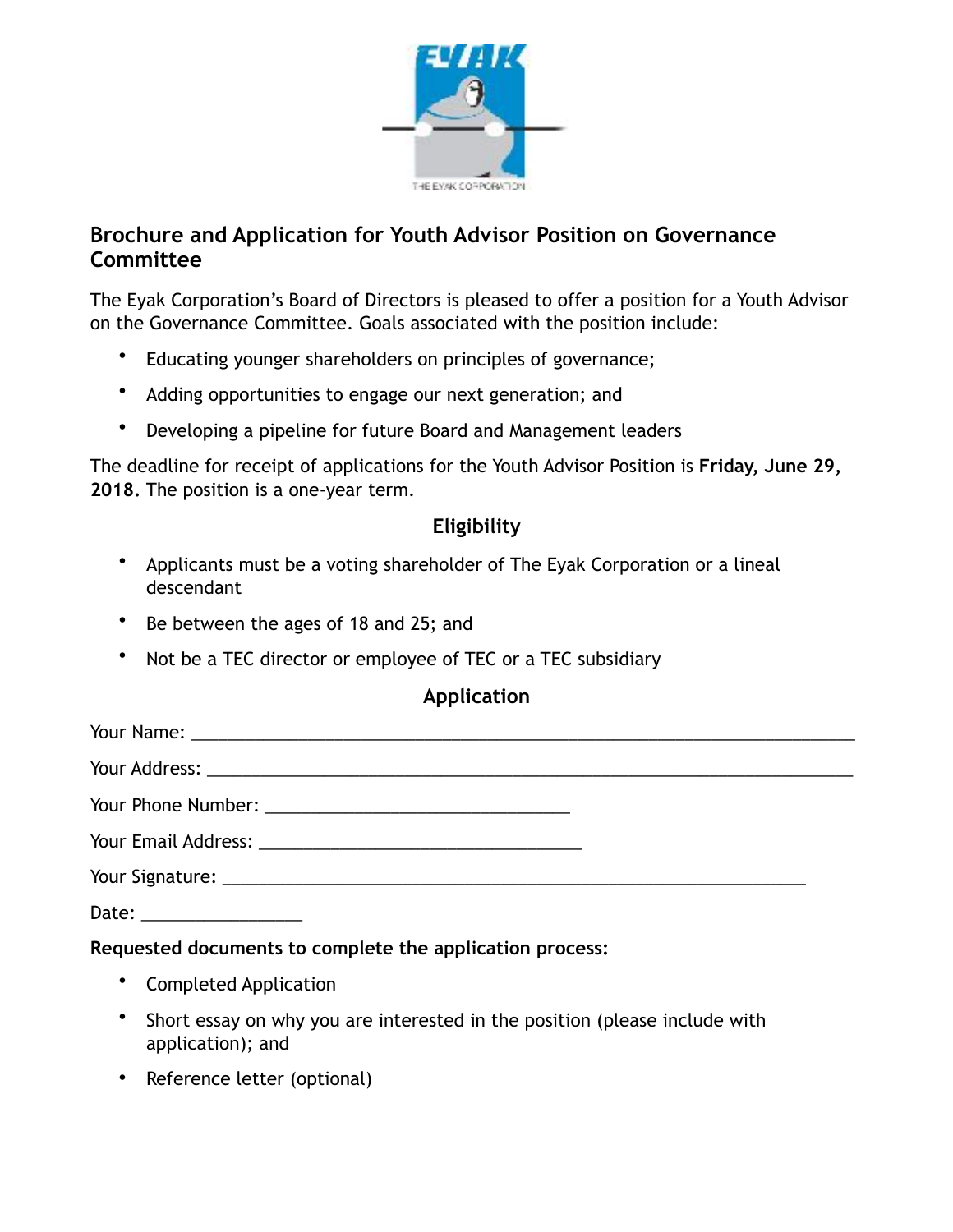## Brochure and Application for Youth Advisor Position on Governance Committee

The Eyak Corporation's Board of Directors is pleased to offer a position for a Youth Advisor on the Governance Committee. Goals associated with the position include:

- Educating younger shareholders on principles of governance;
- Adding opportunities to engage our next generation; and
- Developing a pipeline for future Board and Management leaders

The deadline for receipt of applications for the Youth Advisor Position is **Friday, June 29, 2018.** The position is a one-year term.

### Eligibility

- Applicants must be a voting shareholder of The Eyak Corporation or a lineal descendant
- Be between the ages of 18 and 25; and
- Not be a TEC director or employee of TEC or a TEC subsidiary

### Application

Your Name: ______________________________________________________________________

Your Address: ____________________________________________________________________

Your Phone Number: ________________________________

Your Email Address: _________________________________

Your Signature: _______________________________________________________________

Date: _________________

**Requested documents to complete the application process:**

- Completed Application
- Short essay on why you are interested in the position (please include with application); and
- Reference letter (optional)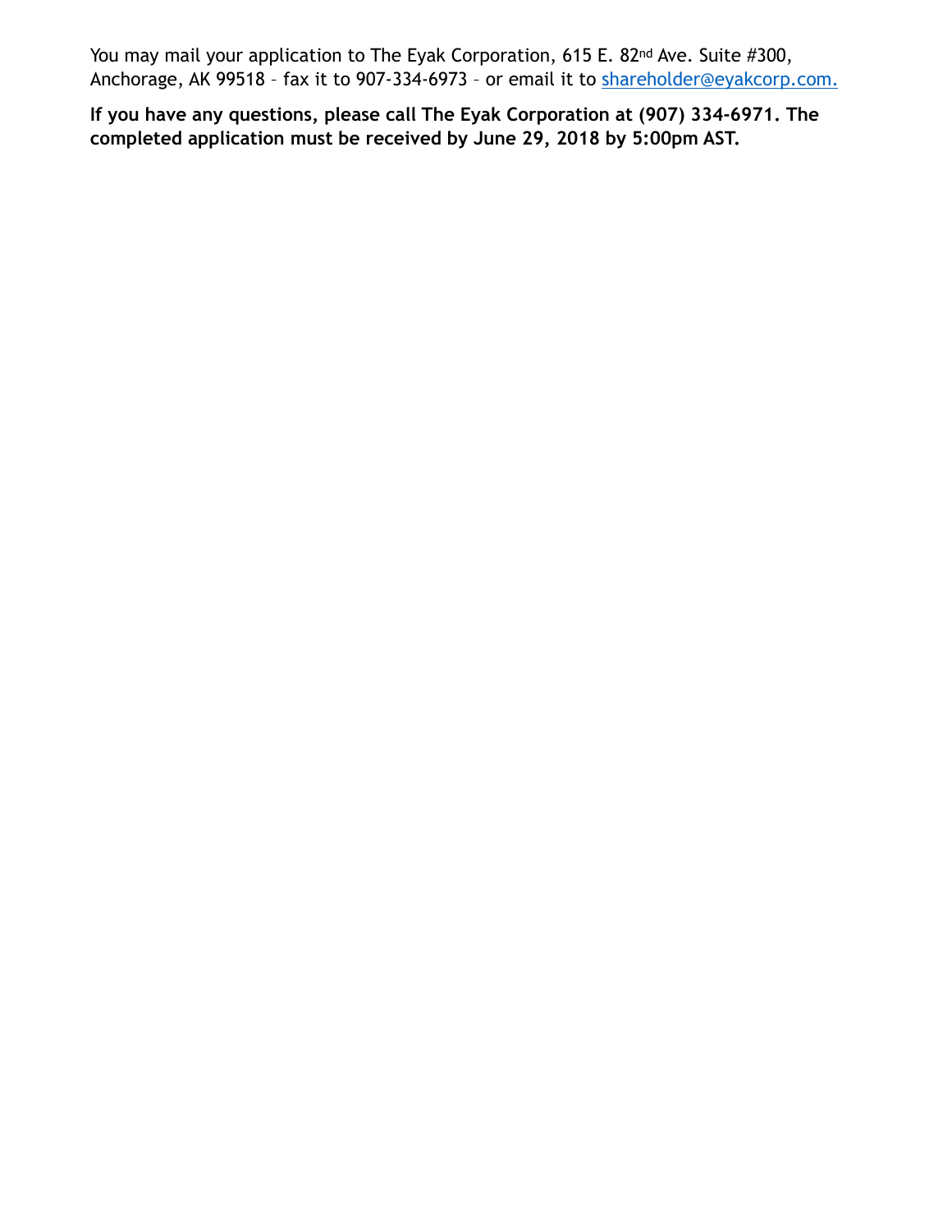You may mail your application to The Eyak Corporation, 615 E. 82nd Ave. Suite #300, Anchorage, AK 99518 – fax it to 907-334-6973 – or email it to shareholder@eyakcorp.com.

**If you have any questions, please call The Eyak Corporation at (907) 334-6971. The completed application must be received by June 29, 2018 by 5:00pm AST.**